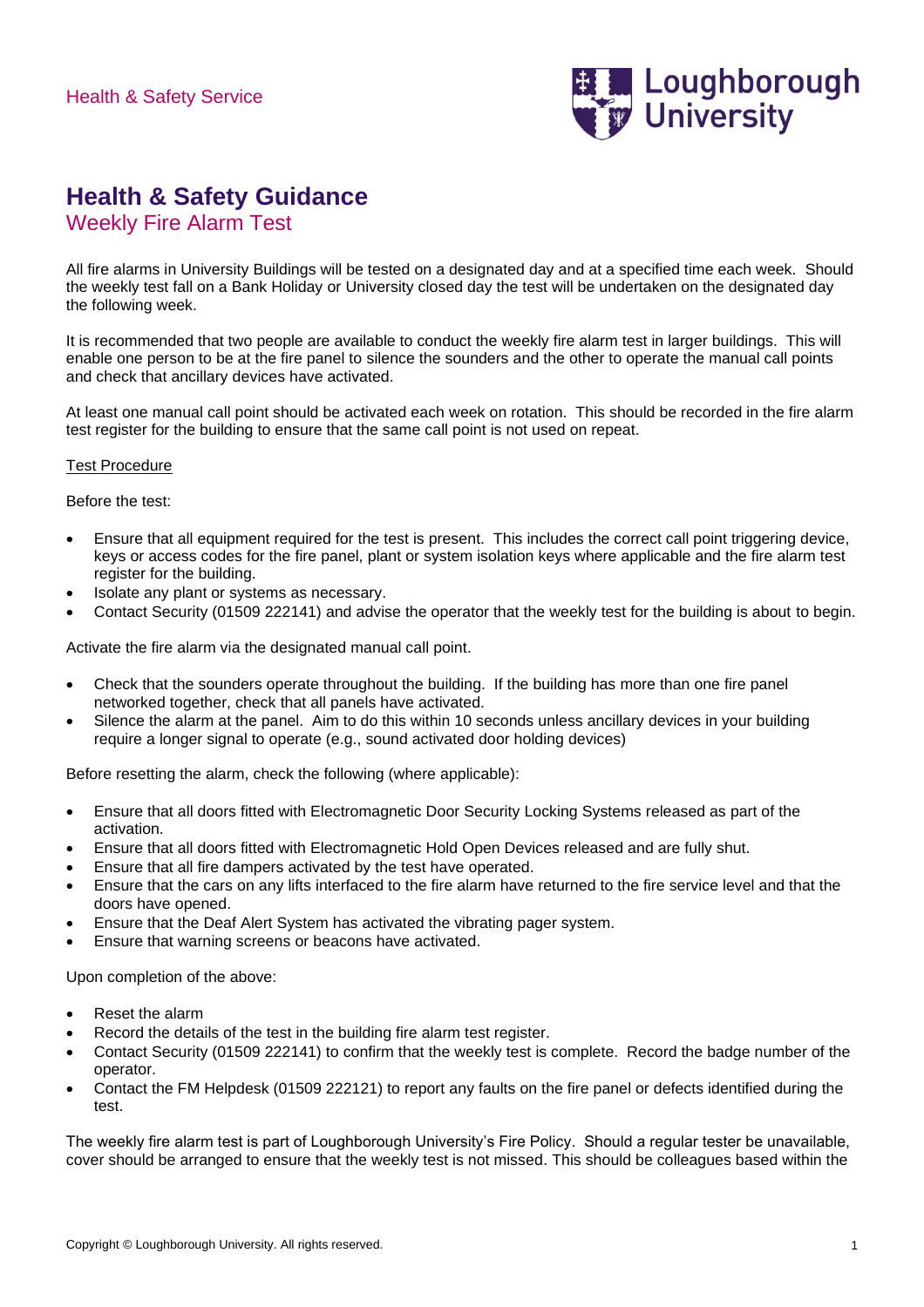Health & Safety Service

# Health & Safety Guidance

## Weekly Fire Alarm Test

All fire alarms in University Buildings will be tested on a designated day and at a specified time each week. Should the weekly test fall on a Bank Holiday or University closed day the test will be undertaken on the designated day the following week.

It is recommended that two people are available to conduct the weekly fire alarm test in larger buildings. This will enable one person to be at the fire panel to silence the sounders and the other to operate the manual call points and check that ancillary devices have activated.

At least one manual call point should be activated each week on rotation. This should be recorded in the fire alarm test register for the building to ensure that the same call point is not used on repeat.

### Test Procedure

Before the test:

- Ensure that all equipment required for the test is present. This includes the correct call point triggering device, keys or access codes for the fire panel, plant or system isolation keys where applicable and the fire alarm test register for the building.
- Isolate any plant or systems as necessary.
- Contact Security (01509 222141) and advise the operator that the weekly test for the building is about to begin.

Activate the fire alarm via the designated manual call point.

- Check that the sounders operate throughout the building. If the building has more than one fire panel networked together, check that all panels have activated.
- Silence the alarm at the panel. Aim to do this within 10 seconds unless ancillary devices in your building require a longer signal to operate (e.g., sound activated door holding devices)

Before resetting the alarm, check the following (where applicable):

- Ensure that all doors fitted with Electromagnetic Door Security Locking Systems released as part of the activation.
- Ensure that all doors fitted with Electromagnetic Hold Open Devices released and are fully shut.
- Ensure that all fire dampers activated by the test have operated.
- Ensure that the cars on any lifts interfaced to the fire alarm have returned to the fire service level and that the doors have opened.
- Ensure that the Deaf Alert System has activated the vibrating pager system.
- Ensure that warning screens or beacons have activated.

Upon completion of the above:

- Reset the alarm
- Record the details of the test in the building fire alarm test register.
- Contact Security (01509 222141) to confirm that the weekly test is complete. Record the badge number of the operator.
- Contact the FM Helpdesk (01509 222121) to report any faults on the fire panel or defects identified during the test.

The weekly fire alarm test is part of Loughborough University's Fire Policy. Should a regular tester be unavailable, cover should be arranged to ensure that the weekly test is not missed. This should be colleagues based within the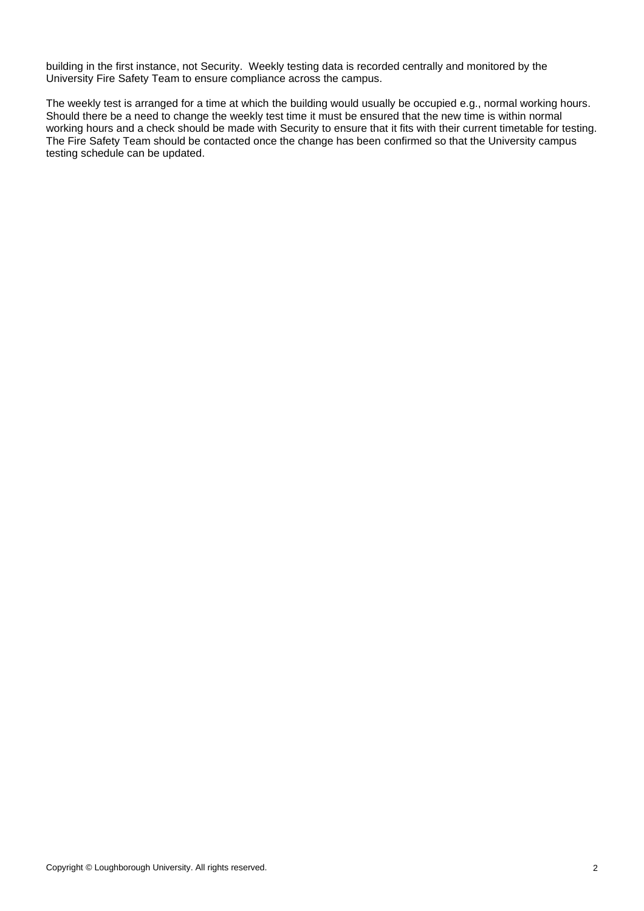building in the first instance, not Security.  Weekly testing data is recorded centrally and monitored by the University Fire Safety Team to ensure compliance across the campus.

The weekly test is arranged for a time at which the building would usually be occupied e.g., normal working hours. Should there be a need to change the weekly test time it must be ensured that the new time is within normal working hours and a check should be made with Security to ensure that it fits with their current timetable for testing. The Fire Safety Team should be contacted once the change has been confirmed so that the University campus testing schedule can be updated.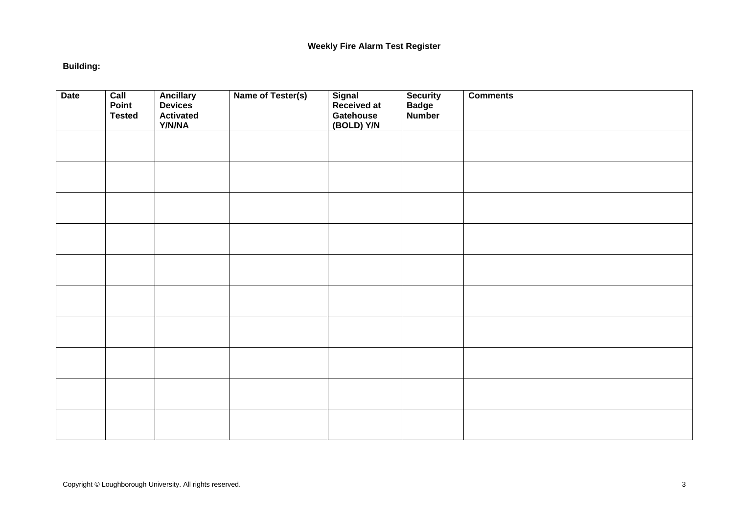**Weekly Fire Alarm Test Register**

**Building:**

| Date | Call Point Tested | Ancillary Devices Activated Y/N/NA | Name of Tester(s) | Signal Received at Gatehouse (BOLD) Y/N | Security Badge Number | Comments |
|---|---|---|---|---|---|---|
| | | | | | | |
| | | | | | | |
| | | | | | | |
| | | | | | | |
| | | | | | | |
| | | | | | | |
| | | | | | | |
| | | | | | | |
| | | | | | | |
| | | | | | | |

Copyright © Loughborough University. All rights reserved.